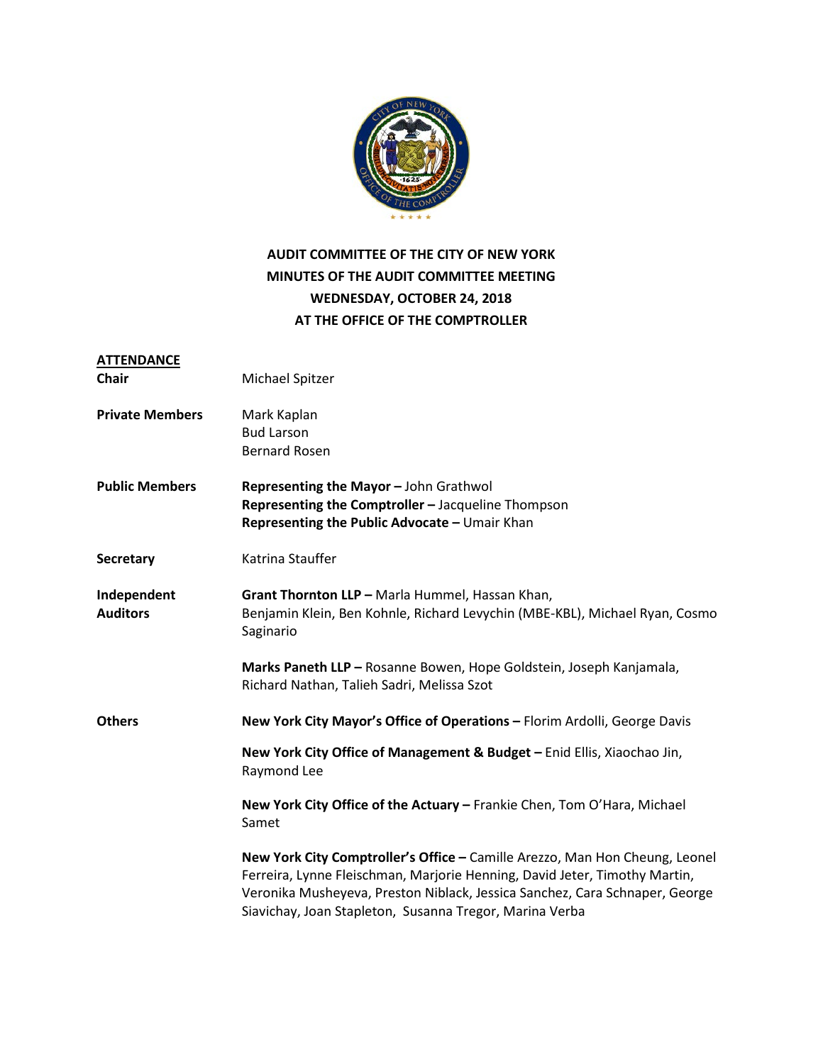# AUDIT COMMITTEE OF THE CITY OF NEW YORK
## MINUTES OF THE AUDIT COMMITTEE MEETING
## WEDNESDAY, OCTOBER 24, 2018
## AT THE OFFICE OF THE COMPTROLLER

**ATTENDANCE**

**Chair**
Michael Spitzer

**Private Members**
Mark Kaplan
Bud Larson
Bernard Rosen

**Public Members**
**Representing the Mayor –** John Grathwol
**Representing the Comptroller –** Jacqueline Thompson
**Representing the Public Advocate –** Umair Khan

**Secretary**
Katrina Stauffer

**Independent Auditors**
**Grant Thornton LLP –** Marla Hummel, Hassan Khan, Benjamin Klein, Ben Kohnle, Richard Levychin (MBE-KBL), Michael Ryan, Cosmo Saginario

**Marks Paneth LLP –** Rosanne Bowen, Hope Goldstein, Joseph Kanjamala, Richard Nathan, Talieh Sadri, Melissa Szot

**Others**
**New York City Mayor's Office of Operations –** Florim Ardolli, George Davis

**New York City Office of Management & Budget –** Enid Ellis, Xiaochao Jin, Raymond Lee

**New York City Office of the Actuary –** Frankie Chen, Tom O'Hara, Michael Samet

**New York City Comptroller's Office –** Camille Arezzo, Man Hon Cheung, Leonel Ferreira, Lynne Fleischman, Marjorie Henning, David Jeter, Timothy Martin, Veronika Musheyeva, Preston Niblack, Jessica Sanchez, Cara Schnaper, George Siavichay, Joan Stapleton, Susanna Tregor, Marina Verba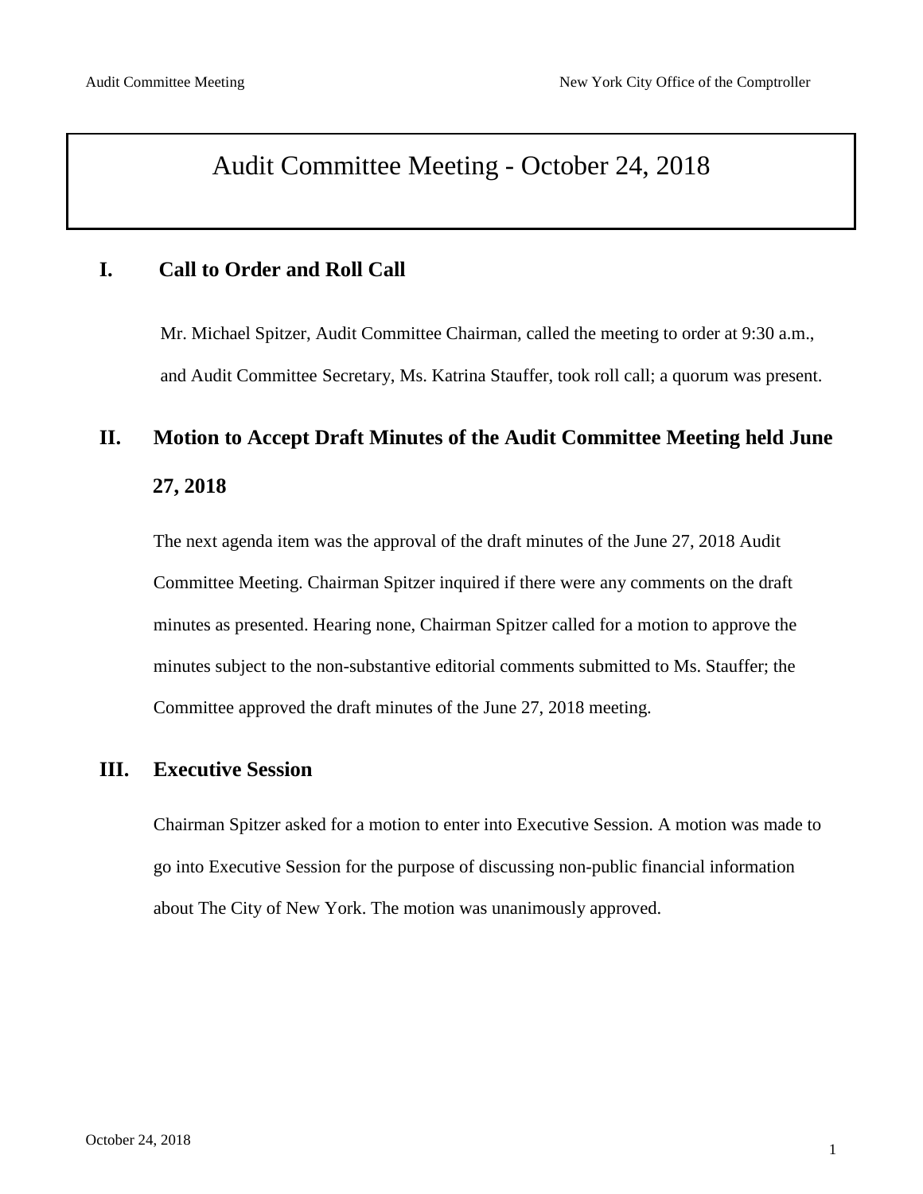# Audit Committee Meeting - October 24, 2018

## I. Call to Order and Roll Call

Mr. Michael Spitzer, Audit Committee Chairman, called the meeting to order at 9:30 a.m., and Audit Committee Secretary, Ms. Katrina Stauffer, took roll call; a quorum was present.

## II. Motion to Accept Draft Minutes of the Audit Committee Meeting held June 27, 2018

The next agenda item was the approval of the draft minutes of the June 27, 2018 Audit Committee Meeting. Chairman Spitzer inquired if there were any comments on the draft minutes as presented. Hearing none, Chairman Spitzer called for a motion to approve the minutes subject to the non-substantive editorial comments submitted to Ms. Stauffer; the Committee approved the draft minutes of the June 27, 2018 meeting.

## III. Executive Session

Chairman Spitzer asked for a motion to enter into Executive Session. A motion was made to go into Executive Session for the purpose of discussing non-public financial information about The City of New York. The motion was unanimously approved.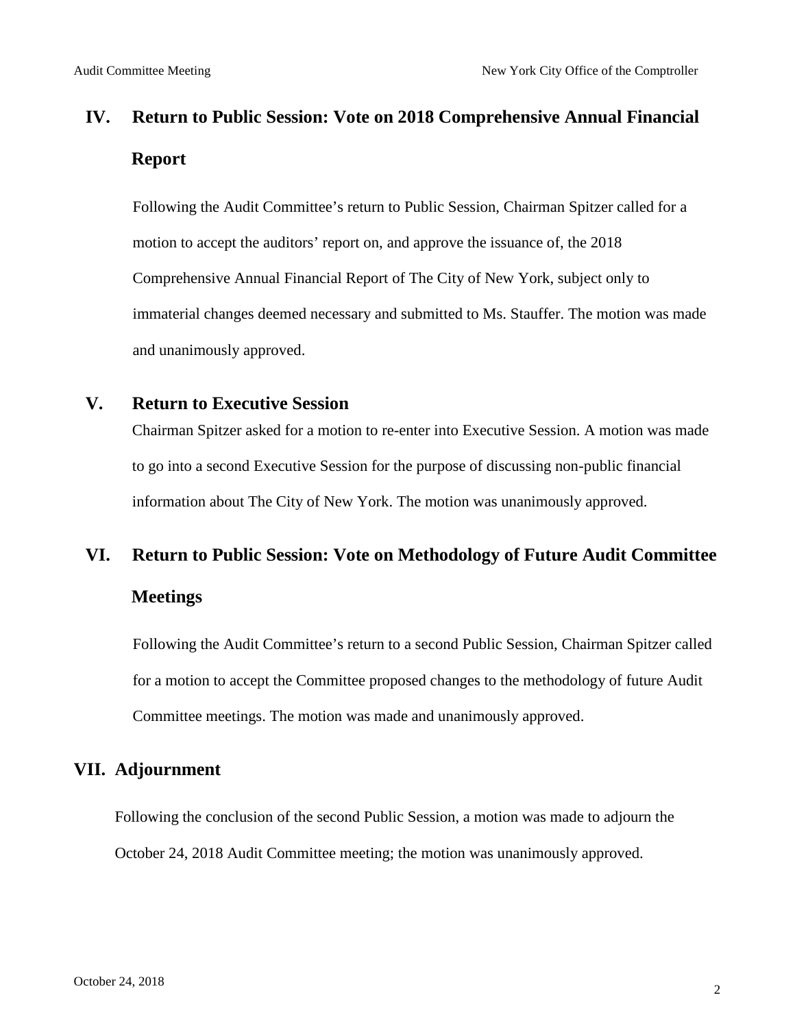## IV. Return to Public Session: Vote on 2018 Comprehensive Annual Financial Report

Following the Audit Committee's return to Public Session, Chairman Spitzer called for a motion to accept the auditors' report on, and approve the issuance of, the 2018 Comprehensive Annual Financial Report of The City of New York, subject only to immaterial changes deemed necessary and submitted to Ms. Stauffer. The motion was made and unanimously approved.

## V. Return to Executive Session

Chairman Spitzer asked for a motion to re-enter into Executive Session. A motion was made to go into a second Executive Session for the purpose of discussing non-public financial information about The City of New York. The motion was unanimously approved.

## VI. Return to Public Session: Vote on Methodology of Future Audit Committee Meetings

Following the Audit Committee's return to a second Public Session, Chairman Spitzer called for a motion to accept the Committee proposed changes to the methodology of future Audit Committee meetings. The motion was made and unanimously approved.

## VII. Adjournment

Following the conclusion of the second Public Session, a motion was made to adjourn the October 24, 2018 Audit Committee meeting; the motion was unanimously approved.